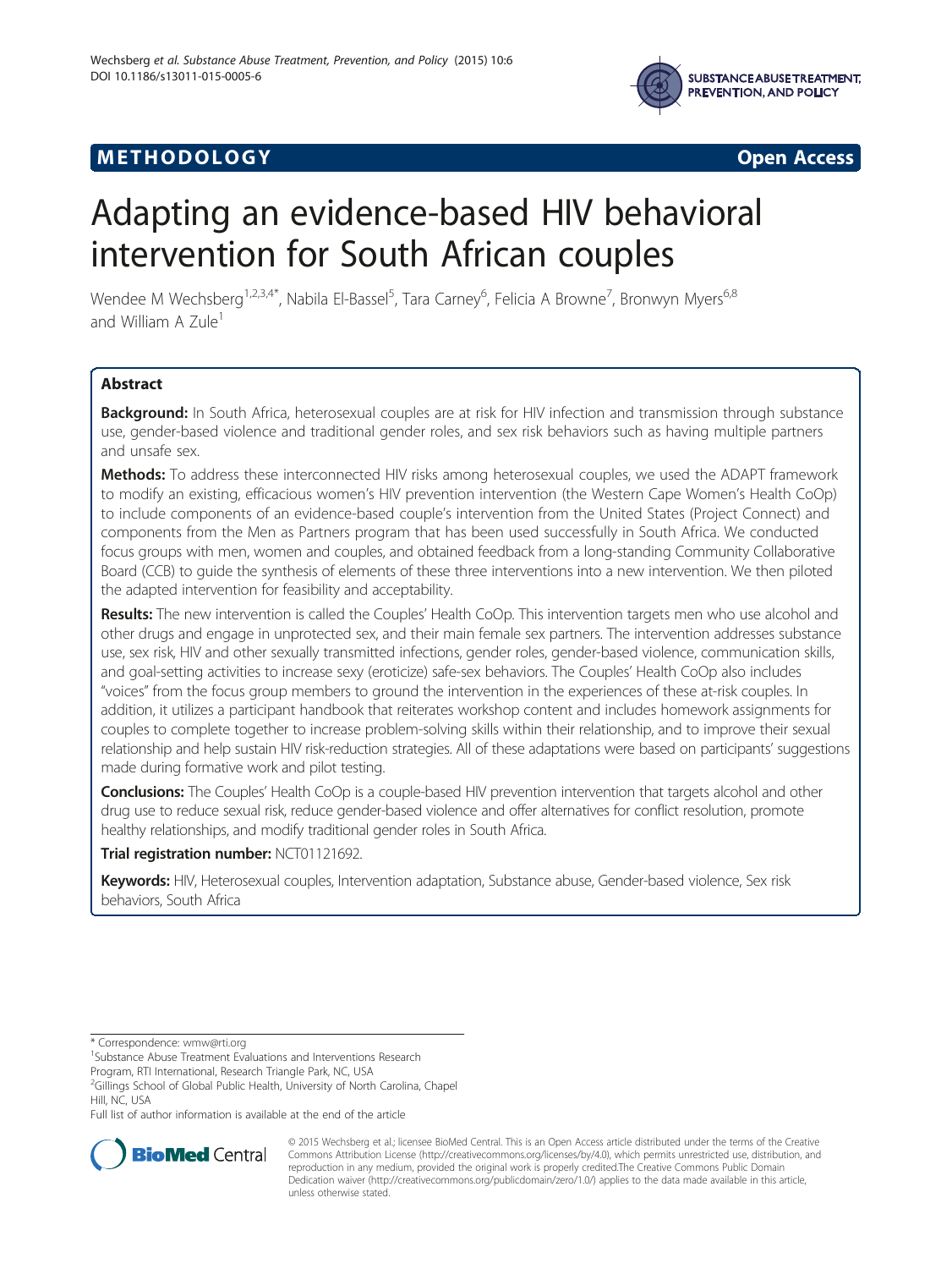METHODOLOGY | Open Access

# Adapting an evidence-based HIV behavioral intervention for South African couples

Wendee M Wechsberg[1,2,3,4*], Nabila El-Bassel[5], Tara Carney[6], Felicia A Browne[7], Bronwyn Myers[6,8] and William A Zule[1]

## Abstract

**Background:** In South Africa, heterosexual couples are at risk for HIV infection and transmission through substance use, gender-based violence and traditional gender roles, and sex risk behaviors such as having multiple partners and unsafe sex.

**Methods:** To address these interconnected HIV risks among heterosexual couples, we used the ADAPT framework to modify an existing, efficacious women's HIV prevention intervention (the Western Cape Women's Health CoOp) to include components of an evidence-based couple's intervention from the United States (Project Connect) and components from the Men as Partners program that has been used successfully in South Africa. We conducted focus groups with men, women and couples, and obtained feedback from a long-standing Community Collaborative Board (CCB) to guide the synthesis of elements of these three interventions into a new intervention. We then piloted the adapted intervention for feasibility and acceptability.

**Results:** The new intervention is called the Couples' Health CoOp. This intervention targets men who use alcohol and other drugs and engage in unprotected sex, and their main female sex partners. The intervention addresses substance use, sex risk, HIV and other sexually transmitted infections, gender roles, gender-based violence, communication skills, and goal-setting activities to increase sexy (eroticize) safe-sex behaviors. The Couples' Health CoOp also includes "voices" from the focus group members to ground the intervention in the experiences of these at-risk couples. In addition, it utilizes a participant handbook that reiterates workshop content and includes homework assignments for couples to complete together to increase problem-solving skills within their relationship, and to improve their sexual relationship and help sustain HIV risk-reduction strategies. All of these adaptations were based on participants' suggestions made during formative work and pilot testing.

**Conclusions:** The Couples' Health CoOp is a couple-based HIV prevention intervention that targets alcohol and other drug use to reduce sexual risk, reduce gender-based violence and offer alternatives for conflict resolution, promote healthy relationships, and modify traditional gender roles in South Africa.

**Trial registration number:** NCT01121692.

**Keywords:** HIV, Heterosexual couples, Intervention adaptation, Substance abuse, Gender-based violence, Sex risk behaviors, South Africa

---

* Correspondence: wmw@rti.org

[1]Substance Abuse Treatment Evaluations and Interventions Research Program, RTI International, Research Triangle Park, NC, USA

[2]Gillings School of Global Public Health, University of North Carolina, Chapel Hill, NC, USA

Full list of author information is available at the end of the article

© 2015 Wechsberg et al.; licensee BioMed Central. This is an Open Access article distributed under the terms of the Creative Commons Attribution License (http://creativecommons.org/licenses/by/4.0), which permits unrestricted use, distribution, and reproduction in any medium, provided the original work is properly credited.The Creative Commons Public Domain Dedication waiver (http://creativecommons.org/publicdomain/zero/1.0/) applies to the data made available in this article, unless otherwise stated.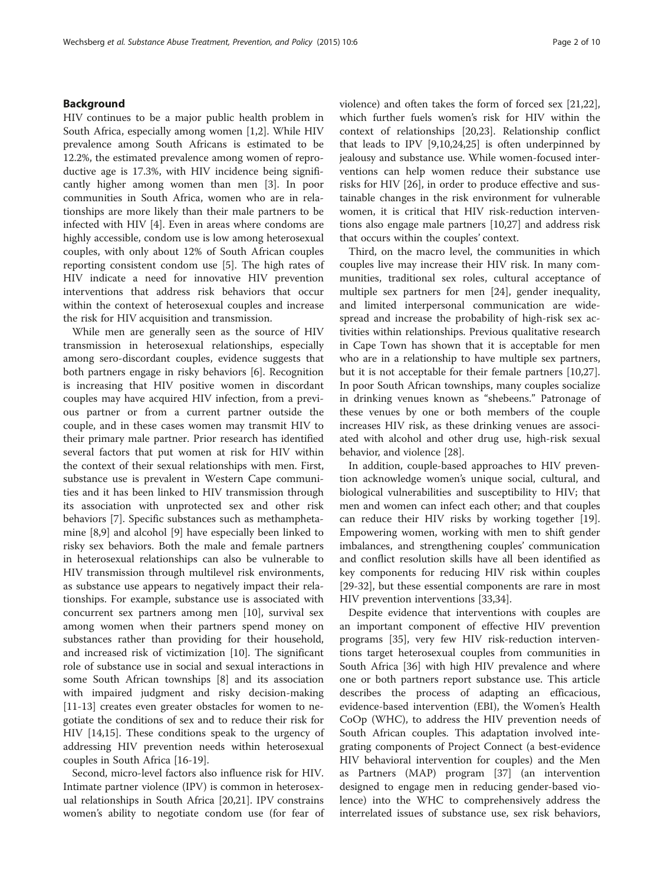## Background

HIV continues to be a major public health problem in South Africa, especially among women [1,2]. While HIV prevalence among South Africans is estimated to be 12.2%, the estimated prevalence among women of reproductive age is 17.3%, with HIV incidence being significantly higher among women than men [3]. In poor communities in South Africa, women who are in relationships are more likely than their male partners to be infected with HIV [4]. Even in areas where condoms are highly accessible, condom use is low among heterosexual couples, with only about 12% of South African couples reporting consistent condom use [5]. The high rates of HIV indicate a need for innovative HIV prevention interventions that address risk behaviors that occur within the context of heterosexual couples and increase the risk for HIV acquisition and transmission.

While men are generally seen as the source of HIV transmission in heterosexual relationships, especially among sero-discordant couples, evidence suggests that both partners engage in risky behaviors [6]. Recognition is increasing that HIV positive women in discordant couples may have acquired HIV infection, from a previous partner or from a current partner outside the couple, and in these cases women may transmit HIV to their primary male partner. Prior research has identified several factors that put women at risk for HIV within the context of their sexual relationships with men. First, substance use is prevalent in Western Cape communities and it has been linked to HIV transmission through its association with unprotected sex and other risk behaviors [7]. Specific substances such as methamphetamine [8,9] and alcohol [9] have especially been linked to risky sex behaviors. Both the male and female partners in heterosexual relationships can also be vulnerable to HIV transmission through multilevel risk environments, as substance use appears to negatively impact their relationships. For example, substance use is associated with concurrent sex partners among men [10], survival sex among women when their partners spend money on substances rather than providing for their household, and increased risk of victimization [10]. The significant role of substance use in social and sexual interactions in some South African townships [8] and its association with impaired judgment and risky decision-making [11-13] creates even greater obstacles for women to negotiate the conditions of sex and to reduce their risk for HIV [14,15]. These conditions speak to the urgency of addressing HIV prevention needs within heterosexual couples in South Africa [16-19].

Second, micro-level factors also influence risk for HIV. Intimate partner violence (IPV) is common in heterosexual relationships in South Africa [20,21]. IPV constrains women's ability to negotiate condom use (for fear of violence) and often takes the form of forced sex [21,22], which further fuels women's risk for HIV within the context of relationships [20,23]. Relationship conflict that leads to IPV [9,10,24,25] is often underpinned by jealousy and substance use. While women-focused interventions can help women reduce their substance use risks for HIV [26], in order to produce effective and sustainable changes in the risk environment for vulnerable women, it is critical that HIV risk-reduction interventions also engage male partners [10,27] and address risk that occurs within the couples' context.

Third, on the macro level, the communities in which couples live may increase their HIV risk. In many communities, traditional sex roles, cultural acceptance of multiple sex partners for men [24], gender inequality, and limited interpersonal communication are widespread and increase the probability of high-risk sex activities within relationships. Previous qualitative research in Cape Town has shown that it is acceptable for men who are in a relationship to have multiple sex partners, but it is not acceptable for their female partners [10,27]. In poor South African townships, many couples socialize in drinking venues known as "shebeens." Patronage of these venues by one or both members of the couple increases HIV risk, as these drinking venues are associated with alcohol and other drug use, high-risk sexual behavior, and violence [28].

In addition, couple-based approaches to HIV prevention acknowledge women's unique social, cultural, and biological vulnerabilities and susceptibility to HIV; that men and women can infect each other; and that couples can reduce their HIV risks by working together [19]. Empowering women, working with men to shift gender imbalances, and strengthening couples' communication and conflict resolution skills have all been identified as key components for reducing HIV risk within couples [29-32], but these essential components are rare in most HIV prevention interventions [33,34].

Despite evidence that interventions with couples are an important component of effective HIV prevention programs [35], very few HIV risk-reduction interventions target heterosexual couples from communities in South Africa [36] with high HIV prevalence and where one or both partners report substance use. This article describes the process of adapting an efficacious, evidence-based intervention (EBI), the Women's Health CoOp (WHC), to address the HIV prevention needs of South African couples. This adaptation involved integrating components of Project Connect (a best-evidence HIV behavioral intervention for couples) and the Men as Partners (MAP) program [37] (an intervention designed to engage men in reducing gender-based violence) into the WHC to comprehensively address the interrelated issues of substance use, sex risk behaviors,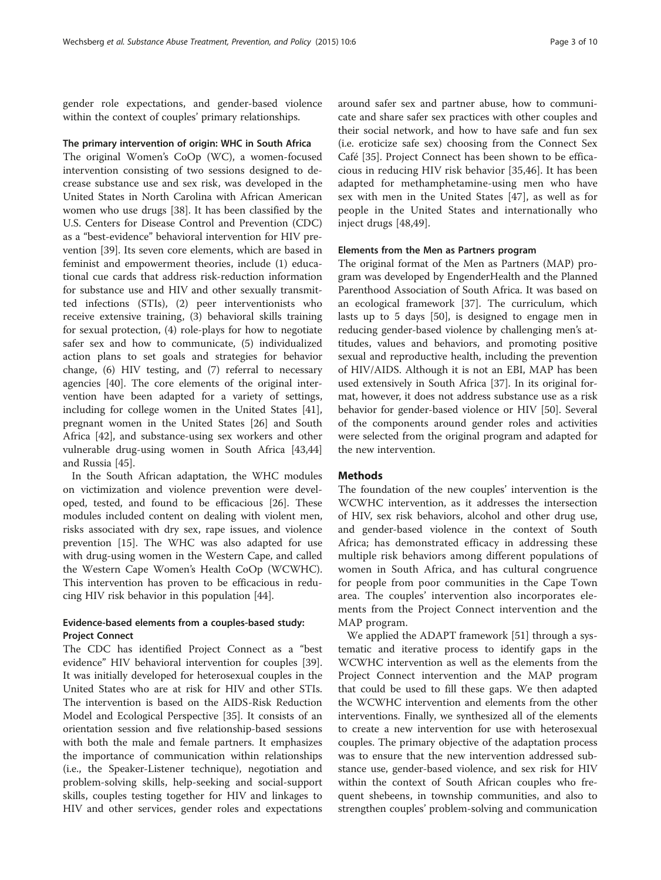gender role expectations, and gender-based violence within the context of couples' primary relationships.

### The primary intervention of origin: WHC in South Africa

The original Women's CoOp (WC), a women-focused intervention consisting of two sessions designed to decrease substance use and sex risk, was developed in the United States in North Carolina with African American women who use drugs [38]. It has been classified by the U.S. Centers for Disease Control and Prevention (CDC) as a "best-evidence" behavioral intervention for HIV prevention [39]. Its seven core elements, which are based in feminist and empowerment theories, include (1) educational cue cards that address risk-reduction information for substance use and HIV and other sexually transmitted infections (STIs), (2) peer interventionists who receive extensive training, (3) behavioral skills training for sexual protection, (4) role-plays for how to negotiate safer sex and how to communicate, (5) individualized action plans to set goals and strategies for behavior change, (6) HIV testing, and (7) referral to necessary agencies [40]. The core elements of the original intervention have been adapted for a variety of settings, including for college women in the United States [41], pregnant women in the United States [26] and South Africa [42], and substance-using sex workers and other vulnerable drug-using women in South Africa [43,44] and Russia [45].

In the South African adaptation, the WHC modules on victimization and violence prevention were developed, tested, and found to be efficacious [26]. These modules included content on dealing with violent men, risks associated with dry sex, rape issues, and violence prevention [15]. The WHC was also adapted for use with drug-using women in the Western Cape, and called the Western Cape Women's Health CoOp (WCWHC). This intervention has proven to be efficacious in reducing HIV risk behavior in this population [44].

### Evidence-based elements from a couples-based study: Project Connect

The CDC has identified Project Connect as a "best evidence" HIV behavioral intervention for couples [39]. It was initially developed for heterosexual couples in the United States who are at risk for HIV and other STIs. The intervention is based on the AIDS-Risk Reduction Model and Ecological Perspective [35]. It consists of an orientation session and five relationship-based sessions with both the male and female partners. It emphasizes the importance of communication within relationships (i.e., the Speaker-Listener technique), negotiation and problem-solving skills, help-seeking and social-support skills, couples testing together for HIV and linkages to HIV and other services, gender roles and expectations around safer sex and partner abuse, how to communicate and share safer sex practices with other couples and their social network, and how to have safe and fun sex (i.e. eroticize safe sex) choosing from the Connect Sex Café [35]. Project Connect has been shown to be efficacious in reducing HIV risk behavior [35,46]. It has been adapted for methamphetamine-using men who have sex with men in the United States [47], as well as for people in the United States and internationally who inject drugs [48,49].

### Elements from the Men as Partners program

The original format of the Men as Partners (MAP) program was developed by EngenderHealth and the Planned Parenthood Association of South Africa. It was based on an ecological framework [37]. The curriculum, which lasts up to 5 days [50], is designed to engage men in reducing gender-based violence by challenging men's attitudes, values and behaviors, and promoting positive sexual and reproductive health, including the prevention of HIV/AIDS. Although it is not an EBI, MAP has been used extensively in South Africa [37]. In its original format, however, it does not address substance use as a risk behavior for gender-based violence or HIV [50]. Several of the components around gender roles and activities were selected from the original program and adapted for the new intervention.

## Methods

The foundation of the new couples' intervention is the WCWHC intervention, as it addresses the intersection of HIV, sex risk behaviors, alcohol and other drug use, and gender-based violence in the context of South Africa; has demonstrated efficacy in addressing these multiple risk behaviors among different populations of women in South Africa, and has cultural congruence for people from poor communities in the Cape Town area. The couples' intervention also incorporates elements from the Project Connect intervention and the MAP program.

We applied the ADAPT framework [51] through a systematic and iterative process to identify gaps in the WCWHC intervention as well as the elements from the Project Connect intervention and the MAP program that could be used to fill these gaps. We then adapted the WCWHC intervention and elements from the other interventions. Finally, we synthesized all of the elements to create a new intervention for use with heterosexual couples. The primary objective of the adaptation process was to ensure that the new intervention addressed substance use, gender-based violence, and sex risk for HIV within the context of South African couples who frequent shebeens, in township communities, and also to strengthen couples' problem-solving and communication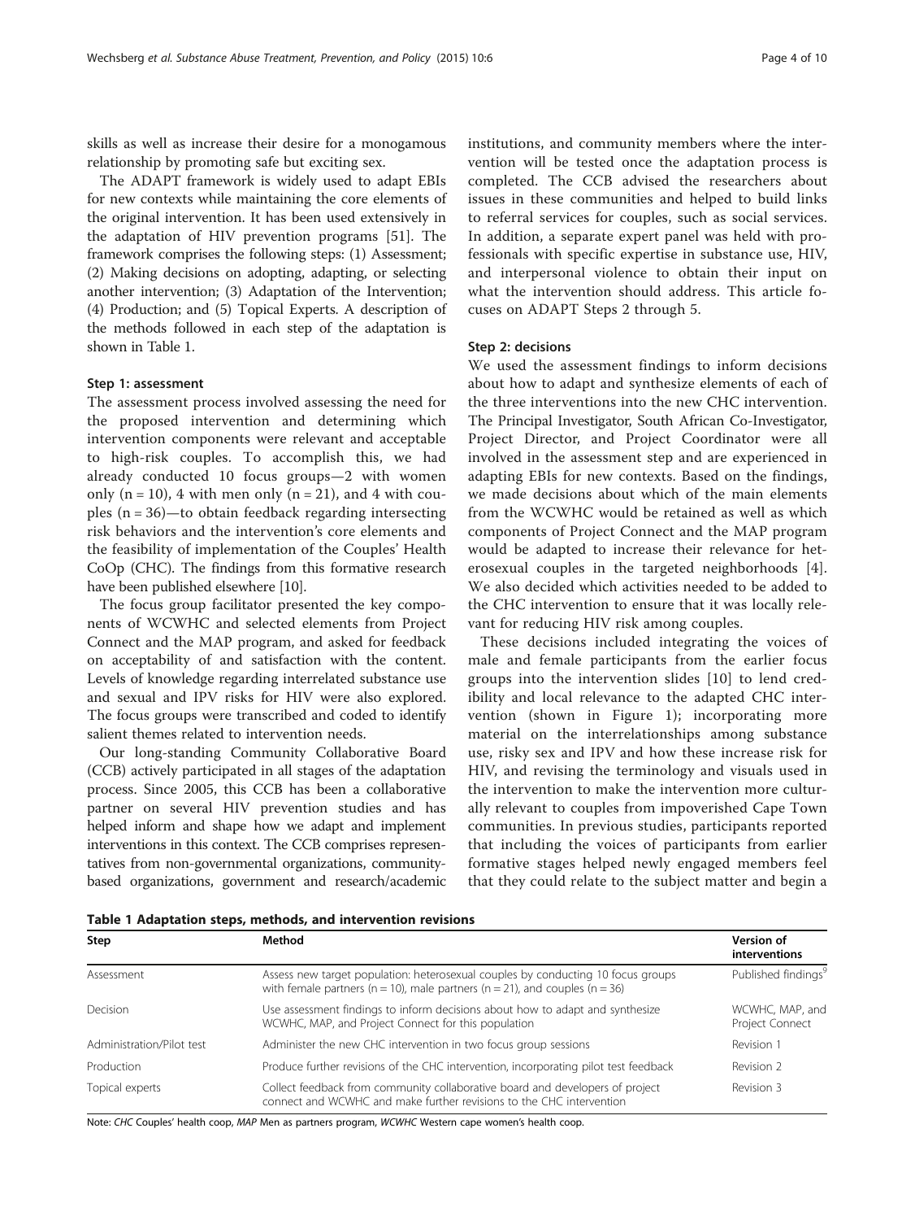skills as well as increase their desire for a monogamous relationship by promoting safe but exciting sex.

The ADAPT framework is widely used to adapt EBIs for new contexts while maintaining the core elements of the original intervention. It has been used extensively in the adaptation of HIV prevention programs [51]. The framework comprises the following steps: (1) Assessment; (2) Making decisions on adopting, adapting, or selecting another intervention; (3) Adaptation of the Intervention; (4) Production; and (5) Topical Experts. A description of the methods followed in each step of the adaptation is shown in Table 1.

### Step 1: assessment

The assessment process involved assessing the need for the proposed intervention and determining which intervention components were relevant and acceptable to high-risk couples. To accomplish this, we had already conducted 10 focus groups—2 with women only (n = 10), 4 with men only (n = 21), and 4 with couples (n = 36)—to obtain feedback regarding intersecting risk behaviors and the intervention's core elements and the feasibility of implementation of the Couples' Health CoOp (CHC). The findings from this formative research have been published elsewhere [10].

The focus group facilitator presented the key components of WCWHC and selected elements from Project Connect and the MAP program, and asked for feedback on acceptability of and satisfaction with the content. Levels of knowledge regarding interrelated substance use and sexual and IPV risks for HIV were also explored. The focus groups were transcribed and coded to identify salient themes related to intervention needs.

Our long-standing Community Collaborative Board (CCB) actively participated in all stages of the adaptation process. Since 2005, this CCB has been a collaborative partner on several HIV prevention studies and has helped inform and shape how we adapt and implement interventions in this context. The CCB comprises representatives from non-governmental organizations, community-based organizations, government and research/academic institutions, and community members where the intervention will be tested once the adaptation process is completed. The CCB advised the researchers about issues in these communities and helped to build links to referral services for couples, such as social services. In addition, a separate expert panel was held with professionals with specific expertise in substance use, HIV, and interpersonal violence to obtain their input on what the intervention should address. This article focuses on ADAPT Steps 2 through 5.

### Step 2: decisions

We used the assessment findings to inform decisions about how to adapt and synthesize elements of each of the three interventions into the new CHC intervention. The Principal Investigator, South African Co-Investigator, Project Director, and Project Coordinator were all involved in the assessment step and are experienced in adapting EBIs for new contexts. Based on the findings, we made decisions about which of the main elements from the WCWHC would be retained as well as which components of Project Connect and the MAP program would be adapted to increase their relevance for heterosexual couples in the targeted neighborhoods [4]. We also decided which activities needed to be added to the CHC intervention to ensure that it was locally relevant for reducing HIV risk among couples.

These decisions included integrating the voices of male and female participants from the earlier focus groups into the intervention slides [10] to lend credibility and local relevance to the adapted CHC intervention (shown in Figure 1); incorporating more material on the interrelationships among substance use, risky sex and IPV and how these increase risk for HIV, and revising the terminology and visuals used in the intervention to make the intervention more culturally relevant to couples from impoverished Cape Town communities. In previous studies, participants reported that including the voices of participants from earlier formative stages helped newly engaged members feel that they could relate to the subject matter and begin a

**Table 1 Adaptation steps, methods, and intervention revisions**

| Step | Method | Version of interventions |
|---|---|---|
| Assessment | Assess new target population: heterosexual couples by conducting 10 focus groups with female partners (n = 10), male partners (n = 21), and couples (n = 36) | Published findings[9] |
| Decision | Use assessment findings to inform decisions about how to adapt and synthesize WCWHC, MAP, and Project Connect for this population | WCWHC, MAP, and Project Connect |
| Administration/Pilot test | Administer the new CHC intervention in two focus group sessions | Revision 1 |
| Production | Produce further revisions of the CHC intervention, incorporating pilot test feedback | Revision 2 |
| Topical experts | Collect feedback from community collaborative board and developers of project connect and WCWHC and make further revisions to the CHC intervention | Revision 3 |

Note: *CHC* Couples' health coop, *MAP* Men as partners program, *WCWHC* Western cape women's health coop.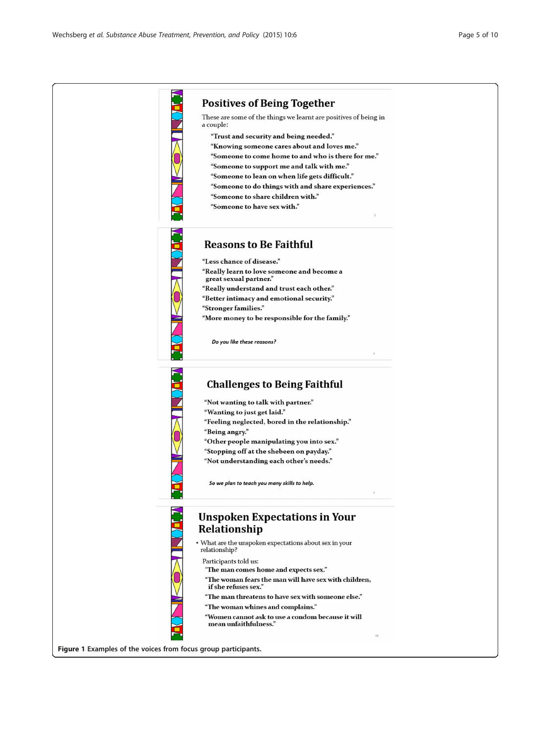## Positives of Being Together

These are some of the things we learnt are positives of being in a couple:

"Trust and security and being needed."
"Knowing someone cares about and loves me."
"Someone to come home to and who is there for me."
"Someone to support me and talk with me."
"Someone to lean on when life gets difficult."
"Someone to do things with and share experiences."
"Someone to share children with."
"Someone to have sex with."

## Reasons to Be Faithful

"Less chance of disease."
"Really learn to love someone and become a great sexual partner."
"Really understand and trust each other."
"Better intimacy and emotional security."
"Stronger families."
"More money to be responsible for the family."

*Do you like these reasons?*

## Challenges to Being Faithful

"Not wanting to talk with partner."
"Wanting to just get laid."
"Feeling neglected, bored in the relationship."
"Being angry."
"Other people manipulating you into sex."
"Stopping off at the shebeen on payday."
"Not understanding each other's needs."

*So we plan to teach you many skills to help.*

## Unspoken Expectations in Your Relationship

- What are the unspoken expectations about sex in your relationship?

Participants told us:

"The man comes home and expects sex."
"The woman fears the man will have sex with children, if she refuses sex."
"The man threatens to have sex with someone else."
"The woman whines and complains."
"Women cannot ask to use a condom because it will mean unfaithfulness."

**Figure 1** Examples of the voices from focus group participants.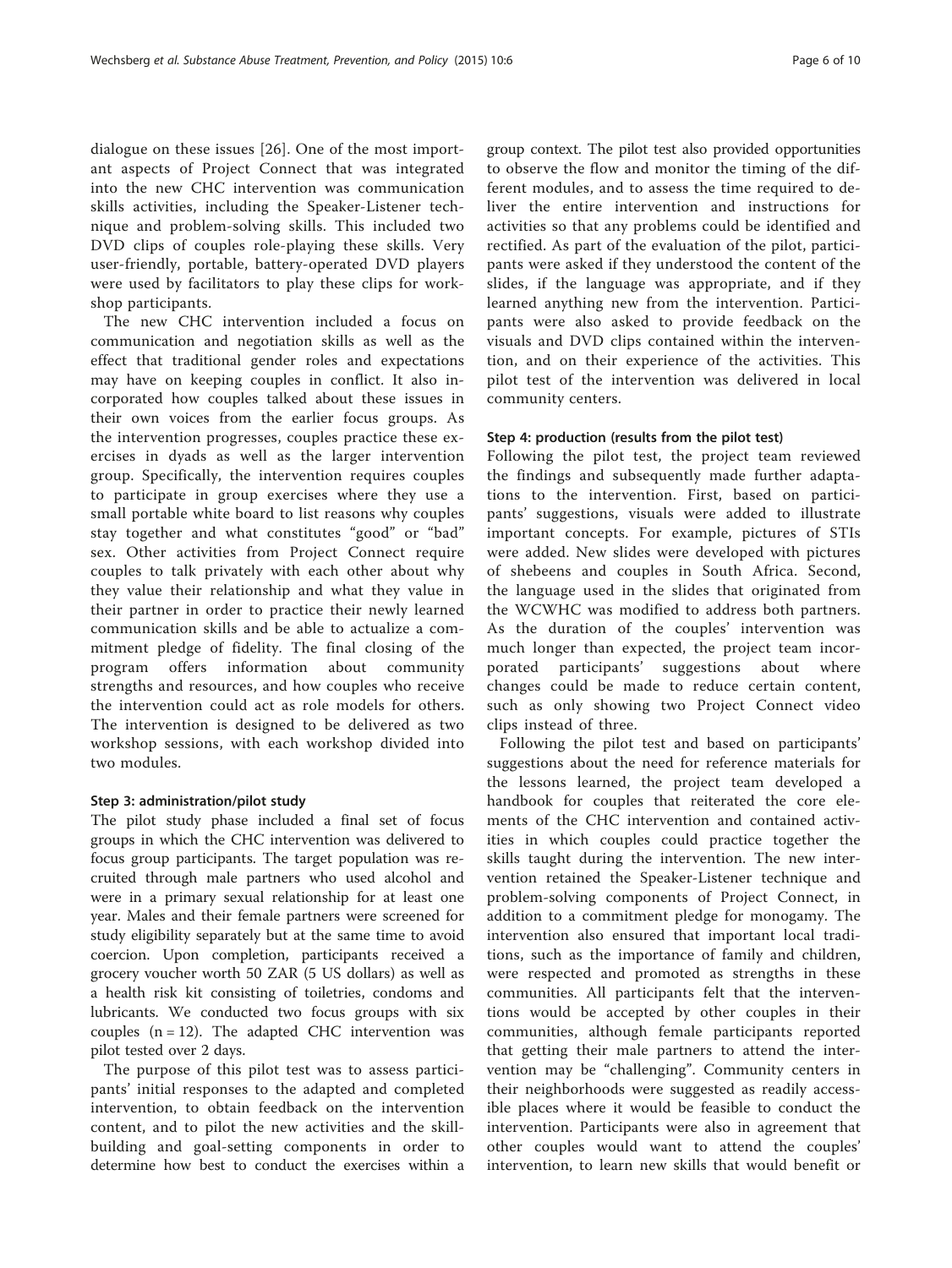dialogue on these issues [26]. One of the most important aspects of Project Connect that was integrated into the new CHC intervention was communication skills activities, including the Speaker-Listener technique and problem-solving skills. This included two DVD clips of couples role-playing these skills. Very user-friendly, portable, battery-operated DVD players were used by facilitators to play these clips for workshop participants.

The new CHC intervention included a focus on communication and negotiation skills as well as the effect that traditional gender roles and expectations may have on keeping couples in conflict. It also incorporated how couples talked about these issues in their own voices from the earlier focus groups. As the intervention progresses, couples practice these exercises in dyads as well as the larger intervention group. Specifically, the intervention requires couples to participate in group exercises where they use a small portable white board to list reasons why couples stay together and what constitutes "good" or "bad" sex. Other activities from Project Connect require couples to talk privately with each other about why they value their relationship and what they value in their partner in order to practice their newly learned communication skills and be able to actualize a commitment pledge of fidelity. The final closing of the program offers information about community strengths and resources, and how couples who receive the intervention could act as role models for others. The intervention is designed to be delivered as two workshop sessions, with each workshop divided into two modules.

#### Step 3: administration/pilot study

The pilot study phase included a final set of focus groups in which the CHC intervention was delivered to focus group participants. The target population was recruited through male partners who used alcohol and were in a primary sexual relationship for at least one year. Males and their female partners were screened for study eligibility separately but at the same time to avoid coercion. Upon completion, participants received a grocery voucher worth 50 ZAR (5 US dollars) as well as a health risk kit consisting of toiletries, condoms and lubricants. We conducted two focus groups with six couples (n = 12). The adapted CHC intervention was pilot tested over 2 days.

The purpose of this pilot test was to assess participants' initial responses to the adapted and completed intervention, to obtain feedback on the intervention content, and to pilot the new activities and the skill-building and goal-setting components in order to determine how best to conduct the exercises within a group context. The pilot test also provided opportunities to observe the flow and monitor the timing of the different modules, and to assess the time required to deliver the entire intervention and instructions for activities so that any problems could be identified and rectified. As part of the evaluation of the pilot, participants were asked if they understood the content of the slides, if the language was appropriate, and if they learned anything new from the intervention. Participants were also asked to provide feedback on the visuals and DVD clips contained within the intervention, and on their experience of the activities. This pilot test of the intervention was delivered in local community centers.

#### Step 4: production (results from the pilot test)

Following the pilot test, the project team reviewed the findings and subsequently made further adaptations to the intervention. First, based on participants' suggestions, visuals were added to illustrate important concepts. For example, pictures of STIs were added. New slides were developed with pictures of shebeens and couples in South Africa. Second, the language used in the slides that originated from the WCWHC was modified to address both partners. As the duration of the couples' intervention was much longer than expected, the project team incorporated participants' suggestions about where changes could be made to reduce certain content, such as only showing two Project Connect video clips instead of three.

Following the pilot test and based on participants' suggestions about the need for reference materials for the lessons learned, the project team developed a handbook for couples that reiterated the core elements of the CHC intervention and contained activities in which couples could practice together the skills taught during the intervention. The new intervention retained the Speaker-Listener technique and problem-solving components of Project Connect, in addition to a commitment pledge for monogamy. The intervention also ensured that important local traditions, such as the importance of family and children, were respected and promoted as strengths in these communities. All participants felt that the interventions would be accepted by other couples in their communities, although female participants reported that getting their male partners to attend the intervention may be "challenging". Community centers in their neighborhoods were suggested as readily accessible places where it would be feasible to conduct the intervention. Participants were also in agreement that other couples would want to attend the couples' intervention, to learn new skills that would benefit or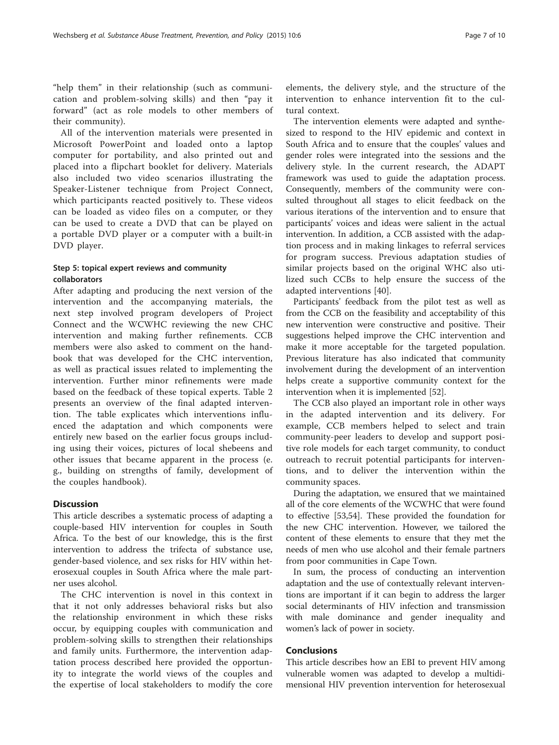"help them" in their relationship (such as communication and problem-solving skills) and then "pay it forward" (act as role models to other members of their community).

All of the intervention materials were presented in Microsoft PowerPoint and loaded onto a laptop computer for portability, and also printed out and placed into a flipchart booklet for delivery. Materials also included two video scenarios illustrating the Speaker-Listener technique from Project Connect, which participants reacted positively to. These videos can be loaded as video files on a computer, or they can be used to create a DVD that can be played on a portable DVD player or a computer with a built-in DVD player.

### Step 5: topical expert reviews and community collaborators

After adapting and producing the next version of the intervention and the accompanying materials, the next step involved program developers of Project Connect and the WCWHC reviewing the new CHC intervention and making further refinements. CCB members were also asked to comment on the handbook that was developed for the CHC intervention, as well as practical issues related to implementing the intervention. Further minor refinements were made based on the feedback of these topical experts. Table 2 presents an overview of the final adapted intervention. The table explicates which interventions influenced the adaptation and which components were entirely new based on the earlier focus groups including using their voices, pictures of local shebeens and other issues that became apparent in the process (e.g., building on strengths of family, development of the couples handbook).

## Discussion

This article describes a systematic process of adapting a couple-based HIV intervention for couples in South Africa. To the best of our knowledge, this is the first intervention to address the trifecta of substance use, gender-based violence, and sex risks for HIV within heterosexual couples in South Africa where the male partner uses alcohol.

The CHC intervention is novel in this context in that it not only addresses behavioral risks but also the relationship environment in which these risks occur, by equipping couples with communication and problem-solving skills to strengthen their relationships and family units. Furthermore, the intervention adaptation process described here provided the opportunity to integrate the world views of the couples and the expertise of local stakeholders to modify the core elements, the delivery style, and the structure of the intervention to enhance intervention fit to the cultural context.

The intervention elements were adapted and synthesized to respond to the HIV epidemic and context in South Africa and to ensure that the couples' values and gender roles were integrated into the sessions and the delivery style. In the current research, the ADAPT framework was used to guide the adaptation process. Consequently, members of the community were consulted throughout all stages to elicit feedback on the various iterations of the intervention and to ensure that participants' voices and ideas were salient in the actual intervention. In addition, a CCB assisted with the adaptation process and in making linkages to referral services for program success. Previous adaptation studies of similar projects based on the original WHC also utilized such CCBs to help ensure the success of the adapted interventions [40].

Participants' feedback from the pilot test as well as from the CCB on the feasibility and acceptability of this new intervention were constructive and positive. Their suggestions helped improve the CHC intervention and make it more acceptable for the targeted population. Previous literature has also indicated that community involvement during the development of an intervention helps create a supportive community context for the intervention when it is implemented [52].

The CCB also played an important role in other ways in the adapted intervention and its delivery. For example, CCB members helped to select and train community-peer leaders to develop and support positive role models for each target community, to conduct outreach to recruit potential participants for interventions, and to deliver the intervention within the community spaces.

During the adaptation, we ensured that we maintained all of the core elements of the WCWHC that were found to effective [53,54]. These provided the foundation for the new CHC intervention. However, we tailored the content of these elements to ensure that they met the needs of men who use alcohol and their female partners from poor communities in Cape Town.

In sum, the process of conducting an intervention adaptation and the use of contextually relevant interventions are important if it can begin to address the larger social determinants of HIV infection and transmission with male dominance and gender inequality and women's lack of power in society.

## Conclusions

This article describes how an EBI to prevent HIV among vulnerable women was adapted to develop a multidimensional HIV prevention intervention for heterosexual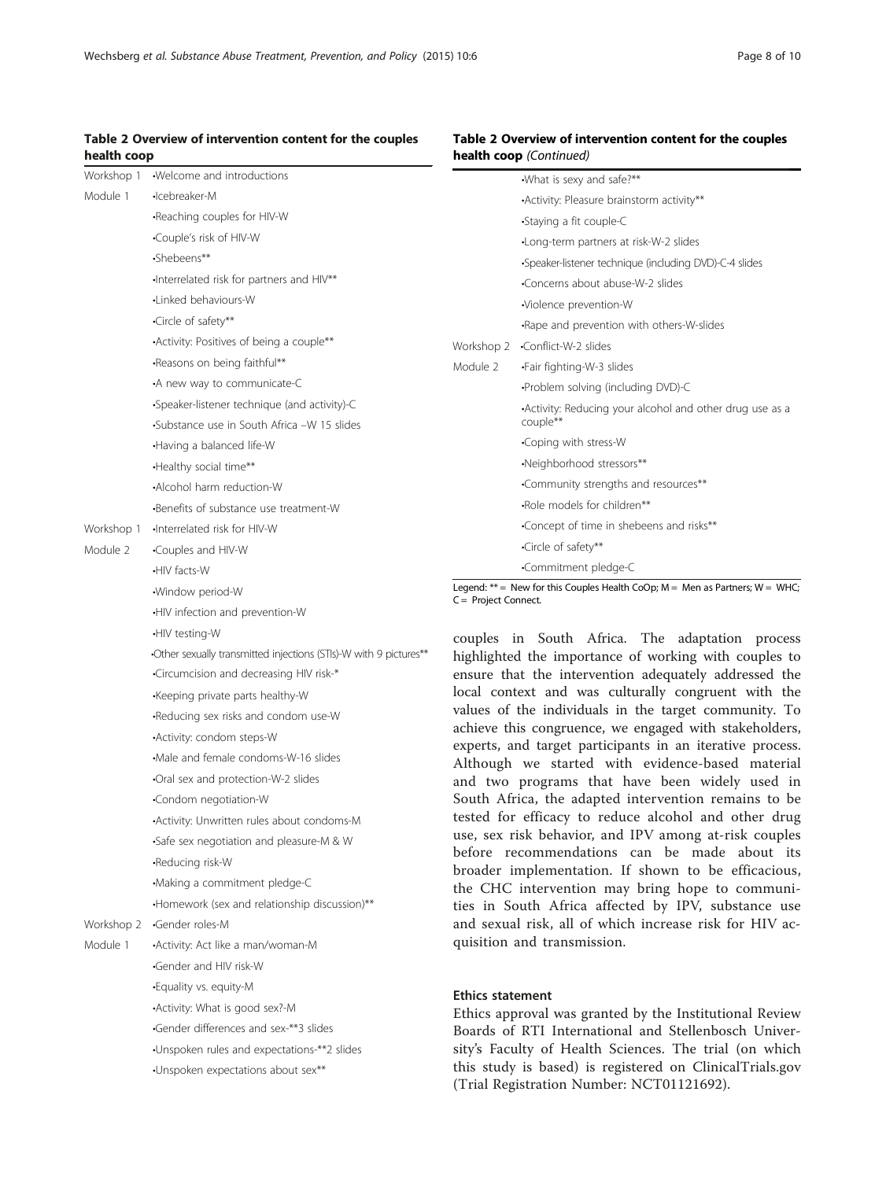**Table 2 Overview of intervention content for the couples health coop**

| | |
|---|---|
| Workshop 1 | •Welcome and introductions |
| Module 1 | •Icebreaker-M |
| | •Reaching couples for HIV-W |
| | •Couple's risk of HIV-W |
| | •Shebeens** |
| | •Interrelated risk for partners and HIV** |
| | •Linked behaviours-W |
| | •Circle of safety** |
| | •Activity: Positives of being a couple** |
| | •Reasons on being faithful** |
| | •A new way to communicate-C |
| | •Speaker-listener technique (and activity)-C |
| | •Substance use in South Africa –W 15 slides |
| | •Having a balanced life-W |
| | •Healthy social time** |
| | •Alcohol harm reduction-W |
| | •Benefits of substance use treatment-W |
| Workshop 1 | •Interrelated risk for HIV-W |
| Module 2 | •Couples and HIV-W |
| | •HIV facts-W |
| | •Window period-W |
| | •HIV infection and prevention-W |
| | •HIV testing-W |
| | •Other sexually transmitted injections (STIs)-W with 9 pictures** |
| | •Circumcision and decreasing HIV risk-* |
| | •Keeping private parts healthy-W |
| | •Reducing sex risks and condom use-W |
| | •Activity: condom steps-W |
| | •Male and female condoms-W-16 slides |
| | •Oral sex and protection-W-2 slides |
| | •Condom negotiation-W |
| | •Activity: Unwritten rules about condoms-M |
| | •Safe sex negotiation and pleasure-M & W |
| | •Reducing risk-W |
| | •Making a commitment pledge-C |
| | •Homework (sex and relationship discussion)** |
| Workshop 2 | •Gender roles-M |
| Module 1 | •Activity: Act like a man/woman-M |
| | •Gender and HIV risk-W |
| | •Equality vs. equity-M |
| | •Activity: What is good sex?-M |
| | •Gender differences and sex-**3 slides |
| | •Unspoken rules and expectations-**2 slides |
| | •Unspoken expectations about sex** |
| | •What is sexy and safe?** |
| | •Activity: Pleasure brainstorm activity** |
| | •Staying a fit couple-C |
| | •Long-term partners at risk-W-2 slides |
| | •Speaker-listener technique (including DVD)-C-4 slides |
| | •Concerns about abuse-W-2 slides |
| | •Violence prevention-W |
| | •Rape and prevention with others-W-slides |
| Workshop 2 | •Conflict-W-2 slides |
| Module 2 | •Fair fighting-W-3 slides |
| | •Problem solving (including DVD)-C |
| | •Activity: Reducing your alcohol and other drug use as a couple** |
| | •Coping with stress-W |
| | •Neighborhood stressors** |
| | •Community strengths and resources** |
| | •Role models for children** |
| | •Concept of time in shebeens and risks** |
| | •Circle of safety** |
| | •Commitment pledge-C |

Legend: ** = New for this Couples Health CoOp; M = Men as Partners; W = WHC; C = Project Connect.

couples in South Africa. The adaptation process highlighted the importance of working with couples to ensure that the intervention adequately addressed the local context and was culturally congruent with the values of the individuals in the target community. To achieve this congruence, we engaged with stakeholders, experts, and target participants in an iterative process. Although we started with evidence-based material and two programs that have been widely used in South Africa, the adapted intervention remains to be tested for efficacy to reduce alcohol and other drug use, sex risk behavior, and IPV among at-risk couples before recommendations can be made about its broader implementation. If shown to be efficacious, the CHC intervention may bring hope to communities in South Africa affected by IPV, substance use and sexual risk, all of which increase risk for HIV acquisition and transmission.

### Ethics statement

Ethics approval was granted by the Institutional Review Boards of RTI International and Stellenbosch University's Faculty of Health Sciences. The trial (on which this study is based) is registered on ClinicalTrials.gov (Trial Registration Number: NCT01121692).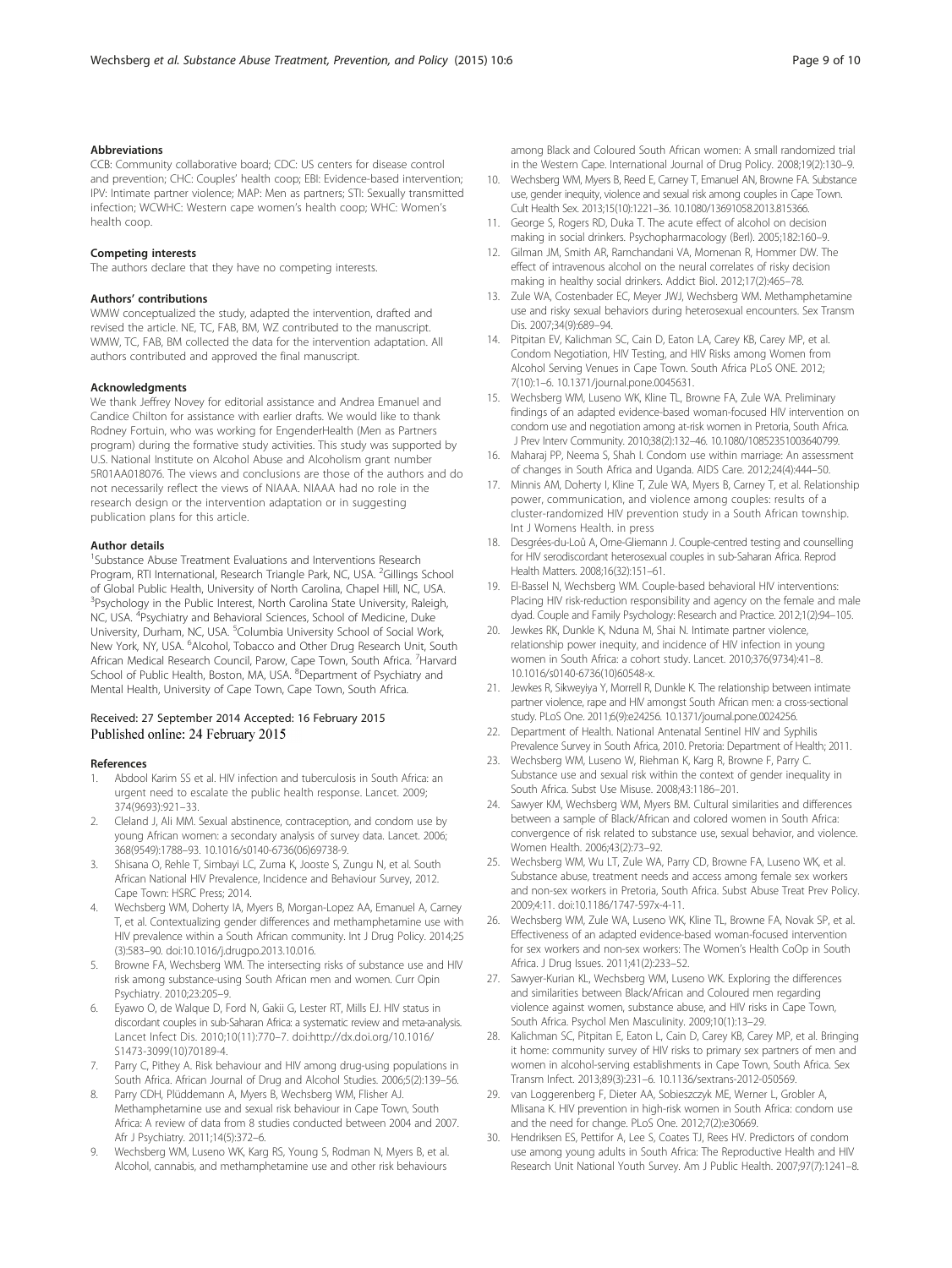### Abbreviations

CCB: Community collaborative board; CDC: US centers for disease control and prevention; CHC: Couples' health coop; EBI: Evidence-based intervention; IPV: Intimate partner violence; MAP: Men as partners; STI: Sexually transmitted infection; WCWHC: Western cape women's health coop; WHC: Women's health coop.

### Competing interests

The authors declare that they have no competing interests.

### Authors' contributions

WMW conceptualized the study, adapted the intervention, drafted and revised the article. NE, TC, FAB, BM, WZ contributed to the manuscript. WMW, TC, FAB, BM collected the data for the intervention adaptation. All authors contributed and approved the final manuscript.

### Acknowledgments

We thank Jeffrey Novey for editorial assistance and Andrea Emanuel and Candice Chilton for assistance with earlier drafts. We would like to thank Rodney Fortuin, who was working for EngenderHealth (Men as Partners program) during the formative study activities. This study was supported by U.S. National Institute on Alcohol Abuse and Alcoholism grant number 5R01AA018076. The views and conclusions are those of the authors and do not necessarily reflect the views of NIAAA. NIAAA had no role in the research design or the intervention adaptation or in suggesting publication plans for this article.

### Author details

[1]Substance Abuse Treatment Evaluations and Interventions Research Program, RTI International, Research Triangle Park, NC, USA. [2]Gillings School of Global Public Health, University of North Carolina, Chapel Hill, NC, USA. [3]Psychology in the Public Interest, North Carolina State University, Raleigh, NC, USA. [4]Psychiatry and Behavioral Sciences, School of Medicine, Duke University, Durham, NC, USA. [5]Columbia University School of Social Work, New York, NY, USA. [6]Alcohol, Tobacco and Other Drug Research Unit, South African Medical Research Council, Parow, Cape Town, South Africa. [7]Harvard School of Public Health, Boston, MA, USA. [8]Department of Psychiatry and Mental Health, University of Cape Town, Cape Town, South Africa.

Received: 27 September 2014 Accepted: 16 February 2015
Published online: 24 February 2015

### References

1. Abdool Karim SS et al. HIV infection and tuberculosis in South Africa: an urgent need to escalate the public health response. Lancet. 2009; 374(9693):921–33.
2. Cleland J, Ali MM. Sexual abstinence, contraception, and condom use by young African women: a secondary analysis of survey data. Lancet. 2006; 368(9549):1788–93. 10.1016/s0140-6736(06)69738-9.
3. Shisana O, Rehle T, Simbayi LC, Zuma K, Jooste S, Zungu N, et al. South African National HIV Prevalence, Incidence and Behaviour Survey, 2012. Cape Town: HSRC Press; 2014.
4. Wechsberg WM, Doherty IA, Myers B, Morgan-Lopez AA, Emanuel A, Carney T, et al. Contextualizing gender differences and methamphetamine use with HIV prevalence within a South African community. Int J Drug Policy. 2014;25 (3):583–90. doi:10.1016/j.drugpo.2013.10.016.
5. Browne FA, Wechsberg WM. The intersecting risks of substance use and HIV risk among substance-using South African men and women. Curr Opin Psychiatry. 2010;23:205–9.
6. Eyawo O, de Walque D, Ford N, Gakii G, Lester RT, Mills EJ. HIV status in discordant couples in sub-Saharan Africa: a systematic review and meta-analysis. Lancet Infect Dis. 2010;10(11):770–7. doi:http://dx.doi.org/10.1016/S1473-3099(10)70189-4.
7. Parry C, Pithey A. Risk behaviour and HIV among drug-using populations in South Africa. African Journal of Drug and Alcohol Studies. 2006;5(2):139–56.
8. Parry CDH, Plüddemann A, Myers B, Wechsberg WM, Flisher AJ. Methamphetamine use and sexual risk behaviour in Cape Town, South Africa: A review of data from 8 studies conducted between 2004 and 2007. Afr J Psychiatry. 2011;14(5):372–6.
9. Wechsberg WM, Luseno WK, Karg RS, Young S, Rodman N, Myers B, et al. Alcohol, cannabis, and methamphetamine use and other risk behaviours among Black and Coloured South African women: A small randomized trial in the Western Cape. International Journal of Drug Policy. 2008;19(2):130–9.
10. Wechsberg WM, Myers B, Reed E, Carney T, Emanuel AN, Browne FA. Substance use, gender inequity, violence and sexual risk among couples in Cape Town. Cult Health Sex. 2013;15(10):1221–36. 10.1080/13691058.2013.815366.
11. George S, Rogers RD, Duka T. The acute effect of alcohol on decision making in social drinkers. Psychopharmacology (Berl). 2005;182:160–9.
12. Gilman JM, Smith AR, Ramchandani VA, Momenan R, Hommer DW. The effect of intravenous alcohol on the neural correlates of risky decision making in healthy social drinkers. Addict Biol. 2012;17(2):465–78.
13. Zule WA, Costenbader EC, Meyer JWJ, Wechsberg WM. Methamphetamine use and risky sexual behaviors during heterosexual encounters. Sex Transm Dis. 2007;34(9):689–94.
14. Pitpitan EV, Kalichman SC, Cain D, Eaton LA, Carey KB, Carey MP, et al. Condom Negotiation, HIV Testing, and HIV Risks among Women from Alcohol Serving Venues in Cape Town. South Africa PLoS ONE. 2012; 7(10):1–6. 10.1371/journal.pone.0045631.
15. Wechsberg WM, Luseno WK, Kline TL, Browne FA, Zule WA. Preliminary findings of an adapted evidence-based woman-focused HIV intervention on condom use and negotiation among at-risk women in Pretoria, South Africa. J Prev Interv Community. 2010;38(2):132–46. 10.1080/10852351003640799.
16. Maharaj PP, Neema S, Shah I. Condom use within marriage: An assessment of changes in South Africa and Uganda. AIDS Care. 2012;24(4):444–50.
17. Minnis AM, Doherty I, Kline T, Zule WA, Myers B, Carney T, et al. Relationship power, communication, and violence among couples: results of a cluster-randomized HIV prevention study in a South African township. Int J Womens Health. in press
18. Desgrées-du-Loû A, Orne-Gliemann J. Couple-centred testing and counselling for HIV serodiscordant heterosexual couples in sub-Saharan Africa. Reprod Health Matters. 2008;16(32):151–61.
19. El-Bassel N, Wechsberg WM. Couple-based behavioral HIV interventions: Placing HIV risk-reduction responsibility and agency on the female and male dyad. Couple and Family Psychology: Research and Practice. 2012;1(2):94–105.
20. Jewkes RK, Dunkle K, Nduna M, Shai N. Intimate partner violence, relationship power inequity, and incidence of HIV infection in young women in South Africa: a cohort study. Lancet. 2010;376(9734):41–8. 10.1016/s0140-6736(10)60548-x.
21. Jewkes R, Sikweyiya Y, Morrell R, Dunkle K. The relationship between intimate partner violence, rape and HIV amongst South African men: a cross-sectional study. PLoS One. 2011;6(9):e24256. 10.1371/journal.pone.0024256.
22. Department of Health. National Antenatal Sentinel HIV and Syphilis Prevalence Survey in South Africa, 2010. Pretoria: Department of Health; 2011.
23. Wechsberg WM, Luseno W, Riehman K, Karg R, Browne F, Parry C. Substance use and sexual risk within the context of gender inequality in South Africa. Subst Use Misuse. 2008;43:1186–201.
24. Sawyer KM, Wechsberg WM, Myers BM. Cultural similarities and differences between a sample of Black/African and colored women in South Africa: convergence of risk related to substance use, sexual behavior, and violence. Women Health. 2006;43(2):73–92.
25. Wechsberg WM, Wu LT, Zule WA, Parry CD, Browne FA, Luseno WK, et al. Substance abuse, treatment needs and access among female sex workers and non-sex workers in Pretoria, South Africa. Subst Abuse Treat Prev Policy. 2009;4:11. doi:10.1186/1747-597x-4-11.
26. Wechsberg WM, Zule WA, Luseno WK, Kline TL, Browne FA, Novak SP, et al. Effectiveness of an adapted evidence-based woman-focused intervention for sex workers and non-sex workers: The Women's Health CoOp in South Africa. J Drug Issues. 2011;41(2):233–52.
27. Sawyer-Kurian KL, Wechsberg WM, Luseno WK. Exploring the differences and similarities between Black/African and Coloured men regarding violence against women, substance abuse, and HIV risks in Cape Town, South Africa. Psychol Men Masculinity. 2009;10(1):13–29.
28. Kalichman SC, Pitpitan E, Eaton L, Cain D, Carey KB, Carey MP, et al. Bringing it home: community survey of HIV risks to primary sex partners of men and women in alcohol-serving establishments in Cape Town, South Africa. Sex Transm Infect. 2013;89(3):231–6. 10.1136/sextrans-2012-050569.
29. van Loggerenberg F, Dieter AA, Sobieszczyk ME, Werner L, Grobler A, Mlisana K. HIV prevention in high-risk women in South Africa: condom use and the need for change. PLoS One. 2012;7(2):e30669.
30. Hendriksen ES, Pettifor A, Lee S, Coates TJ, Rees HV. Predictors of condom use among young adults in South Africa: The Reproductive Health and HIV Research Unit National Youth Survey. Am J Public Health. 2007;97(7):1241–8.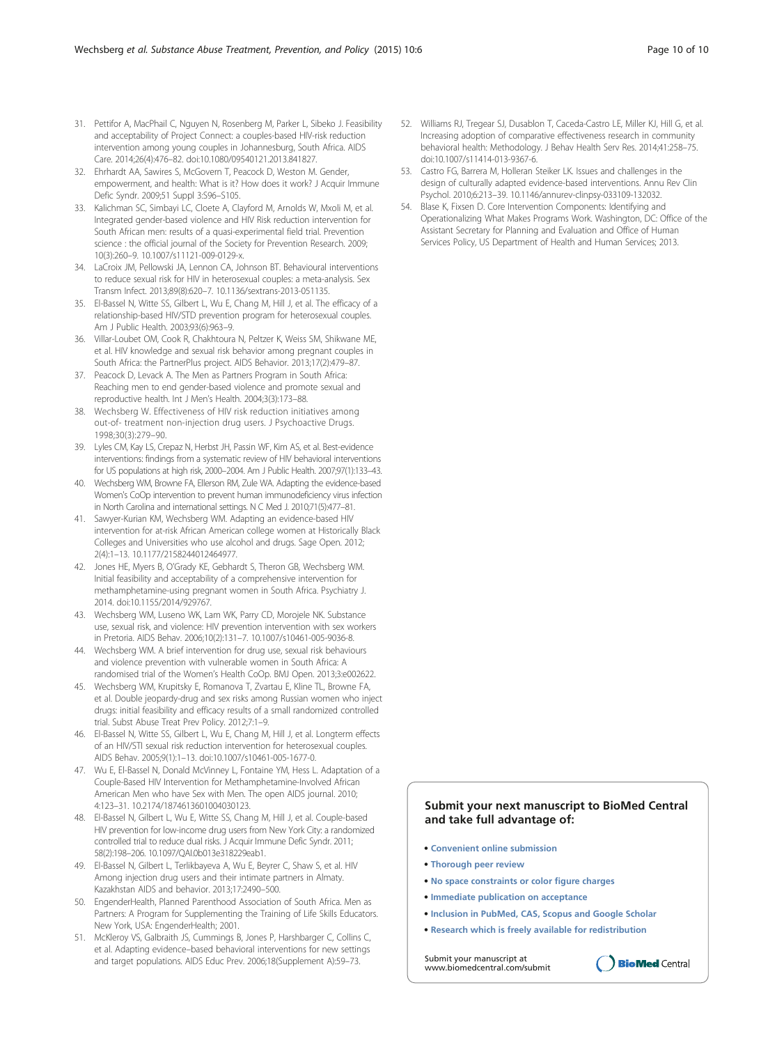31. Pettifor A, MacPhail C, Nguyen N, Rosenberg M, Parker L, Sibeko J. Feasibility and acceptability of Project Connect: a couples-based HIV-risk reduction intervention among young couples in Johannesburg, South Africa. AIDS Care. 2014;26(4):476–82. doi:10.1080/09540121.2013.841827.
32. Ehrhardt AA, Sawires S, McGovern T, Peacock D, Weston M. Gender, empowerment, and health: What is it? How does it work? J Acquir Immune Defic Syndr. 2009;51 Suppl 3:S96–S105.
33. Kalichman SC, Simbayi LC, Cloete A, Clayford M, Arnolds W, Mxoli M, et al. Integrated gender-based violence and HIV Risk reduction intervention for South African men: results of a quasi-experimental field trial. Prevention science : the official journal of the Society for Prevention Research. 2009; 10(3):260–9. 10.1007/s11121-009-0129-x.
34. LaCroix JM, Pellowski JA, Lennon CA, Johnson BT. Behavioural interventions to reduce sexual risk for HIV in heterosexual couples: a meta-analysis. Sex Transm Infect. 2013;89(8):620–7. 10.1136/sextrans-2013-051135.
35. El-Bassel N, Witte SS, Gilbert L, Wu E, Chang M, Hill J, et al. The efficacy of a relationship-based HIV/STD prevention program for heterosexual couples. Am J Public Health. 2003;93(6):963–9.
36. Villar-Loubet OM, Cook R, Chakhtoura N, Peltzer K, Weiss SM, Shikwane ME, et al. HIV knowledge and sexual risk behavior among pregnant couples in South Africa: the PartnerPlus project. AIDS Behavior. 2013;17(2):479–87.
37. Peacock D, Levack A. The Men as Partners Program in South Africa: Reaching men to end gender-based violence and promote sexual and reproductive health. Int J Men's Health. 2004;3(3):173–88.
38. Wechsberg W. Effectiveness of HIV risk reduction initiatives among out-of- treatment non-injection drug users. J Psychoactive Drugs. 1998;30(3):279–90.
39. Lyles CM, Kay LS, Crepaz N, Herbst JH, Passin WF, Kim AS, et al. Best-evidence interventions: findings from a systematic review of HIV behavioral interventions for US populations at high risk, 2000–2004. Am J Public Health. 2007;97(1):133–43.
40. Wechsberg WM, Browne FA, Ellerson RM, Zule WA. Adapting the evidence-based Women's CoOp intervention to prevent human immunodeficiency virus infection in North Carolina and international settings. N C Med J. 2010;71(5):477–81.
41. Sawyer-Kurian KM, Wechsberg WM. Adapting an evidence-based HIV intervention for at-risk African American college women at Historically Black Colleges and Universities who use alcohol and drugs. Sage Open. 2012; 2(4):1–13. 10.1177/2158244012464977.
42. Jones HE, Myers B, O'Grady KE, Gebhardt S, Theron GB, Wechsberg WM. Initial feasibility and acceptability of a comprehensive intervention for methamphetamine-using pregnant women in South Africa. Psychiatry J. 2014. doi:10.1155/2014/929767.
43. Wechsberg WM, Luseno WK, Lam WK, Parry CD, Morojele NK. Substance use, sexual risk, and violence: HIV prevention intervention with sex workers in Pretoria. AIDS Behav. 2006;10(2):131–7. 10.1007/s10461-005-9036-8.
44. Wechsberg WM. A brief intervention for drug use, sexual risk behaviours and violence prevention with vulnerable women in South Africa: A randomised trial of the Women's Health CoOp. BMJ Open. 2013;3:e002622.
45. Wechsberg WM, Krupitsky E, Romanova T, Zvartau E, Kline TL, Browne FA, et al. Double jeopardy-drug and sex risks among Russian women who inject drugs: initial feasibility and efficacy results of a small randomized controlled trial. Subst Abuse Treat Prev Policy. 2012;7:1–9.
46. El-Bassel N, Witte SS, Gilbert L, Wu E, Chang M, Hill J, et al. Longterm effects of an HIV/STI sexual risk reduction intervention for heterosexual couples. AIDS Behav. 2005;9(1):1–13. doi:10.1007/s10461-005-1677-0.
47. Wu E, El-Bassel N, Donald McVinney L, Fontaine YM, Hess L. Adaptation of a Couple-Based HIV Intervention for Methamphetamine-Involved African American Men who have Sex with Men. The open AIDS journal. 2010; 4:123–31. 10.2174/1874613601004030123.
48. El-Bassel N, Gilbert L, Wu E, Witte SS, Chang M, Hill J, et al. Couple-based HIV prevention for low-income drug users from New York City: a randomized controlled trial to reduce dual risks. J Acquir Immune Defic Syndr. 2011; 58(2):198–206. 10.1097/QAI.0b013e318229eab1.
49. El-Bassel N, Gilbert L, Terlikbayeva A, Wu E, Beyrer C, Shaw S, et al. HIV Among injection drug users and their intimate partners in Almaty. Kazakhstan AIDS and behavior. 2013;17:2490–500.
50. EngenderHealth, Planned Parenthood Association of South Africa. Men as Partners: A Program for Supplementing the Training of Life Skills Educators. New York, USA: EngenderHealth; 2001.
51. McKleroy VS, Galbraith JS, Cummings B, Jones P, Harshbarger C, Collins C, et al. Adapting evidence–based behavioral interventions for new settings and target populations. AIDS Educ Prev. 2006;18(Supplement A):59–73.
52. Williams RJ, Tregear SJ, Dusablon T, Caceda-Castro LE, Miller KJ, Hill G, et al. Increasing adoption of comparative effectiveness research in community behavioral health: Methodology. J Behav Health Serv Res. 2014;41:258–75. doi:10.1007/s11414-013-9367-6.
53. Castro FG, Barrera M, Holleran Steiker LK. Issues and challenges in the design of culturally adapted evidence-based interventions. Annu Rev Clin Psychol. 2010;6:213–39. 10.1146/annurev-clinpsy-033109-132032.
54. Blase K, Fixsen D. Core Intervention Components: Identifying and Operationalizing What Makes Programs Work. Washington, DC: Office of the Assistant Secretary for Planning and Evaluation and Office of Human Services Policy, US Department of Health and Human Services; 2013.

**Submit your next manuscript to BioMed Central and take full advantage of:**

- **Convenient online submission**
- **Thorough peer review**
- **No space constraints or color figure charges**
- **Immediate publication on acceptance**
- **Inclusion in PubMed, CAS, Scopus and Google Scholar**
- **Research which is freely available for redistribution**

Submit your manuscript at www.biomedcentral.com/submit

BioMed Central